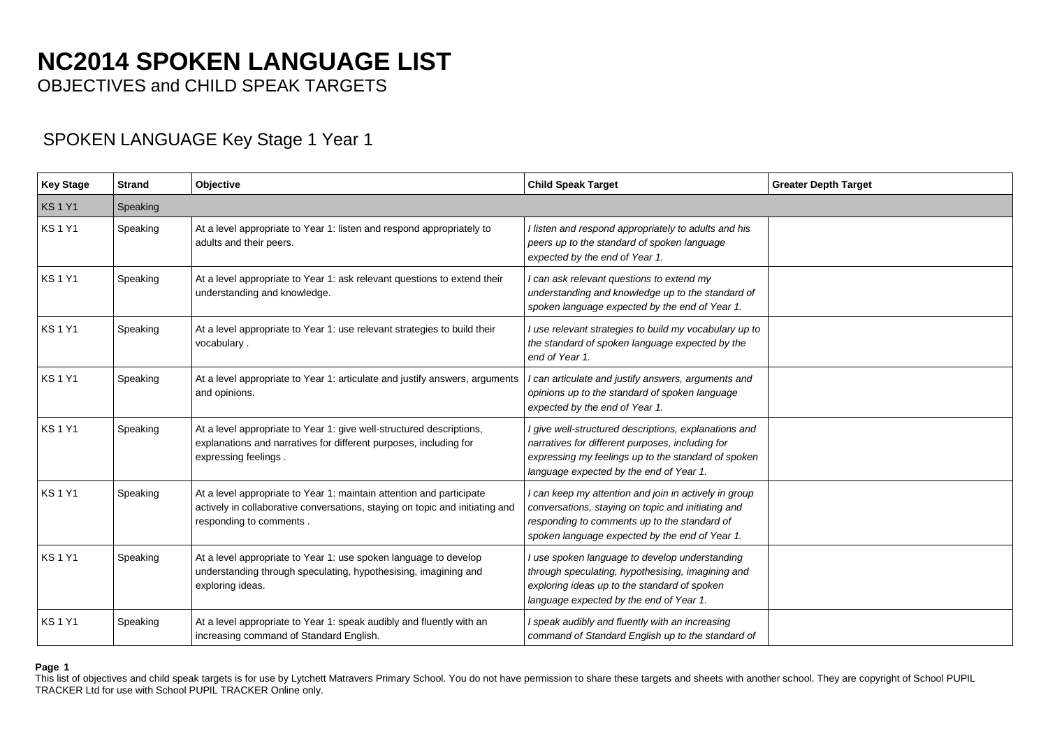# NC2014 SPOKEN LANGUAGE LIST

OBJECTIVES and CHILD SPEAK TARGETS

## SPOKEN LANGUAGE Key Stage 1 Year 1

| Key Stage | Strand | Objective | Child Speak Target | Greater Depth Target |
|---|---|---|---|---|
| KS 1 Y1 | Speaking | | | |
| KS 1 Y1 | Speaking | At a level appropriate to Year 1: listen and respond appropriately to adults and their peers. | *I listen and respond appropriately to adults and his peers up to the standard of spoken language expected by the end of Year 1.* | |
| KS 1 Y1 | Speaking | At a level appropriate to Year 1: ask relevant questions to extend their understanding and knowledge. | *I can ask relevant questions to extend my understanding and knowledge up to the standard of spoken language expected by the end of Year 1.* | |
| KS 1 Y1 | Speaking | At a level appropriate to Year 1: use relevant strategies to build their vocabulary . | *I use relevant strategies to build my vocabulary up to the standard of spoken language expected by the end of Year 1.* | |
| KS 1 Y1 | Speaking | At a level appropriate to Year 1: articulate and justify answers, arguments and opinions. | *I can articulate and justify answers, arguments and opinions up to the standard of spoken language expected by the end of Year 1.* | |
| KS 1 Y1 | Speaking | At a level appropriate to Year 1: give well-structured descriptions, explanations and narratives for different purposes, including for expressing feelings . | *I give well-structured descriptions, explanations and narratives for different purposes, including for expressing my feelings up to the standard of spoken language expected by the end of Year 1.* | |
| KS 1 Y1 | Speaking | At a level appropriate to Year 1: maintain attention and participate actively in collaborative conversations, staying on topic and initiating and responding to comments . | *I can keep my attention and join in actively in group conversations, staying on topic and initiating and responding to comments up to the standard of spoken language expected by the end of Year 1.* | |
| KS 1 Y1 | Speaking | At a level appropriate to Year 1: use spoken language to develop understanding through speculating, hypothesising, imagining and exploring ideas. | *I use spoken language to develop understanding through speculating, hypothesising, imagining and exploring ideas up to the standard of spoken language expected by the end of Year 1.* | |
| KS 1 Y1 | Speaking | At a level appropriate to Year 1: speak audibly and fluently with an increasing command of Standard English. | *I speak audibly and fluently with an increasing command of Standard English up to the standard of* | |

This list of objectives and child speak targets is for use by Lytchett Matravers Primary School. You do not have permission to share these targets and sheets with another school. They are copyright of School PUPIL TRACKER Ltd for use with School PUPIL TRACKER Online only.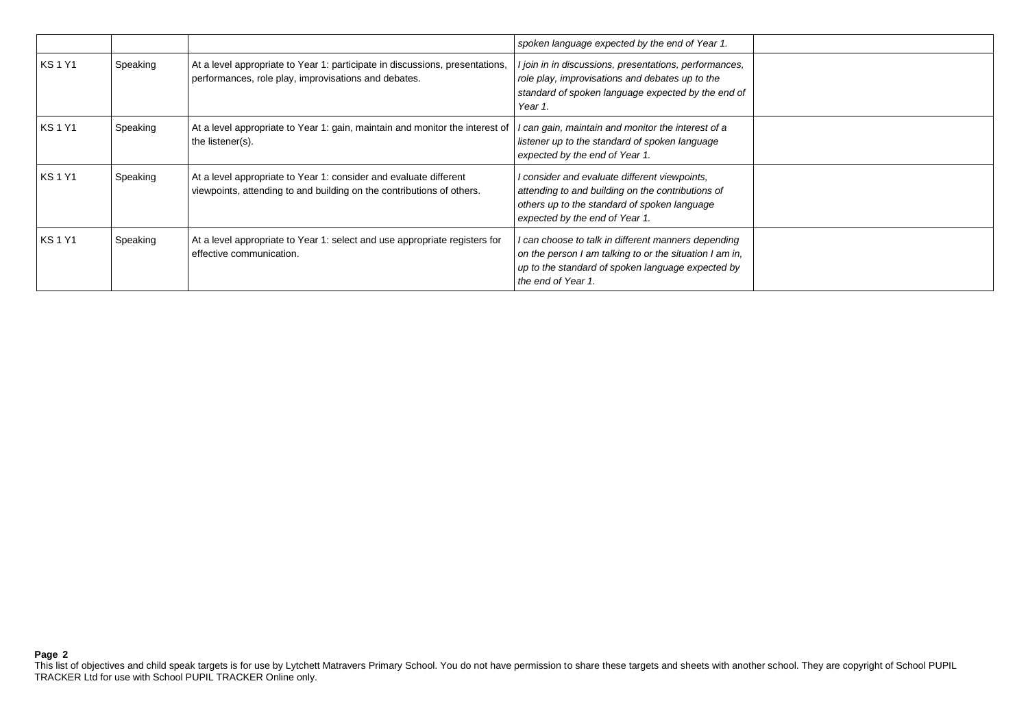|  |  |  | *spoken language expected by the end of Year 1.* |  |
|---|---|---|---|---|
| KS 1 Y1 | Speaking | At a level appropriate to Year 1: participate in discussions, presentations, performances, role play, improvisations and debates. | *I join in in discussions, presentations, performances, role play, improvisations and debates up to the standard of spoken language expected by the end of Year 1.* |  |
| KS 1 Y1 | Speaking | At a level appropriate to Year 1: gain, maintain and monitor the interest of the listener(s). | *I can gain, maintain and monitor the interest of a listener up to the standard of spoken language expected by the end of Year 1.* |  |
| KS 1 Y1 | Speaking | At a level appropriate to Year 1: consider and evaluate different viewpoints, attending to and building on the contributions of others. | *I consider and evaluate different viewpoints, attending to and building on the contributions of others up to the standard of spoken language expected by the end of Year 1.* |  |
| KS 1 Y1 | Speaking | At a level appropriate to Year 1: select and use appropriate registers for effective communication. | *I can choose to talk in different manners depending on the person I am talking to or the situation I am in, up to the standard of spoken language expected by the end of Year 1.* |  |

This list of objectives and child speak targets is for use by Lytchett Matravers Primary School. You do not have permission to share these targets and sheets with another school. They are copyright of School PUPIL TRACKER Ltd for use with School PUPIL TRACKER Online only.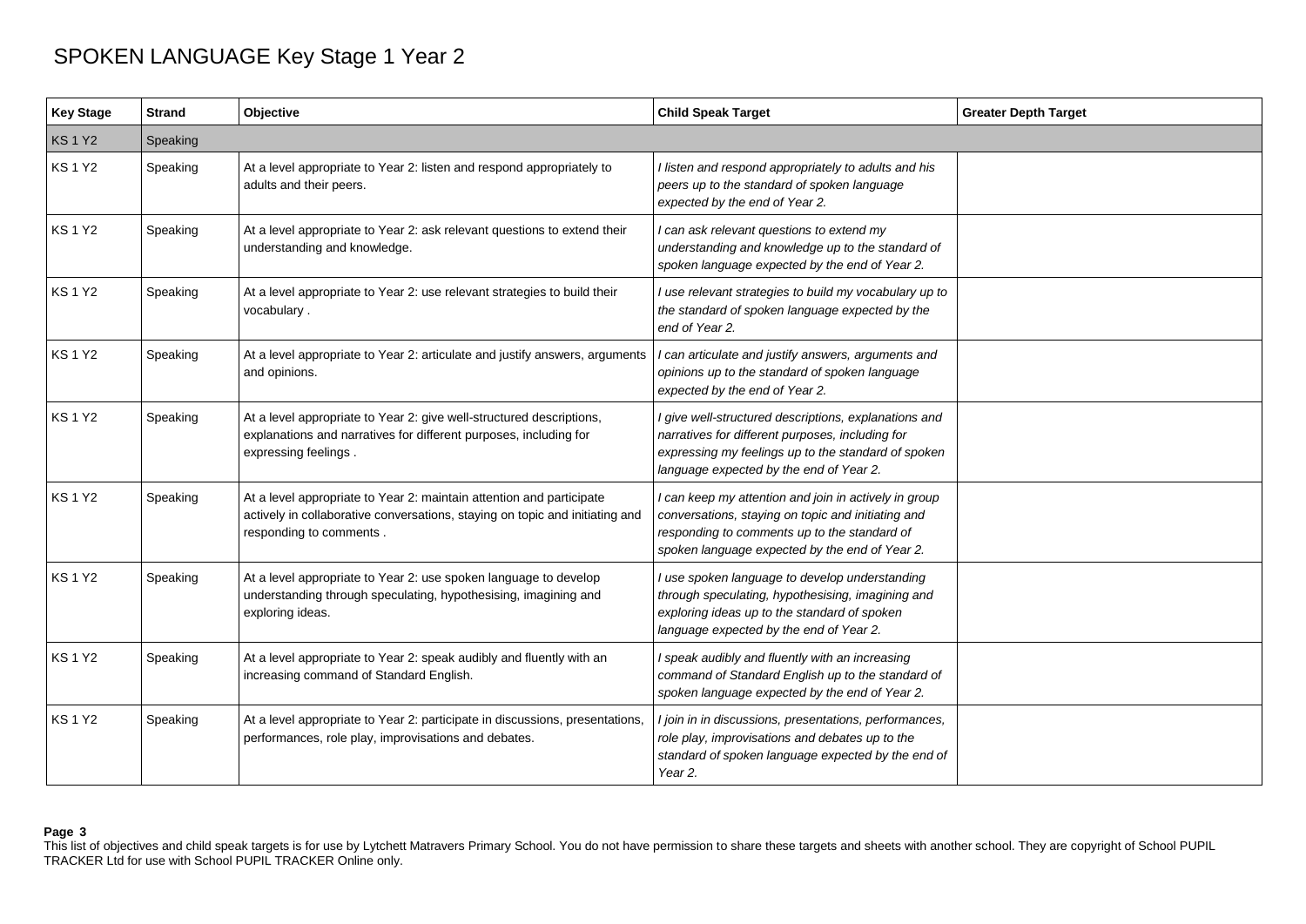# SPOKEN LANGUAGE Key Stage 1 Year 2

| Key Stage | Strand | Objective | Child Speak Target | Greater Depth Target |
|---|---|---|---|---|
| KS 1 Y2 | Speaking | | | |
| KS 1 Y2 | Speaking | At a level appropriate to Year 2: listen and respond appropriately to adults and their peers. | *I listen and respond appropriately to adults and his peers up to the standard of spoken language expected by the end of Year 2.* | |
| KS 1 Y2 | Speaking | At a level appropriate to Year 2: ask relevant questions to extend their understanding and knowledge. | *I can ask relevant questions to extend my understanding and knowledge up to the standard of spoken language expected by the end of Year 2.* | |
| KS 1 Y2 | Speaking | At a level appropriate to Year 2: use relevant strategies to build their vocabulary . | *I use relevant strategies to build my vocabulary up to the standard of spoken language expected by the end of Year 2.* | |
| KS 1 Y2 | Speaking | At a level appropriate to Year 2: articulate and justify answers, arguments and opinions. | *I can articulate and justify answers, arguments and opinions up to the standard of spoken language expected by the end of Year 2.* | |
| KS 1 Y2 | Speaking | At a level appropriate to Year 2: give well-structured descriptions, explanations and narratives for different purposes, including for expressing feelings . | *I give well-structured descriptions, explanations and narratives for different purposes, including for expressing my feelings up to the standard of spoken language expected by the end of Year 2.* | |
| KS 1 Y2 | Speaking | At a level appropriate to Year 2: maintain attention and participate actively in collaborative conversations, staying on topic and initiating and responding to comments . | *I can keep my attention and join in actively in group conversations, staying on topic and initiating and responding to comments up to the standard of spoken language expected by the end of Year 2.* | |
| KS 1 Y2 | Speaking | At a level appropriate to Year 2: use spoken language to develop understanding through speculating, hypothesising, imagining and exploring ideas. | *I use spoken language to develop understanding through speculating, hypothesising, imagining and exploring ideas up to the standard of spoken language expected by the end of Year 2.* | |
| KS 1 Y2 | Speaking | At a level appropriate to Year 2: speak audibly and fluently with an increasing command of Standard English. | *I speak audibly and fluently with an increasing command of Standard English up to the standard of spoken language expected by the end of Year 2.* | |
| KS 1 Y2 | Speaking | At a level appropriate to Year 2: participate in discussions, presentations, performances, role play, improvisations and debates. | *I join in in discussions, presentations, performances, role play, improvisations and debates up to the standard of spoken language expected by the end of Year 2.* | |

This list of objectives and child speak targets is for use by Lytchett Matravers Primary School. You do not have permission to share these targets and sheets with another school. They are copyright of School PUPIL TRACKER Ltd for use with School PUPIL TRACKER Online only.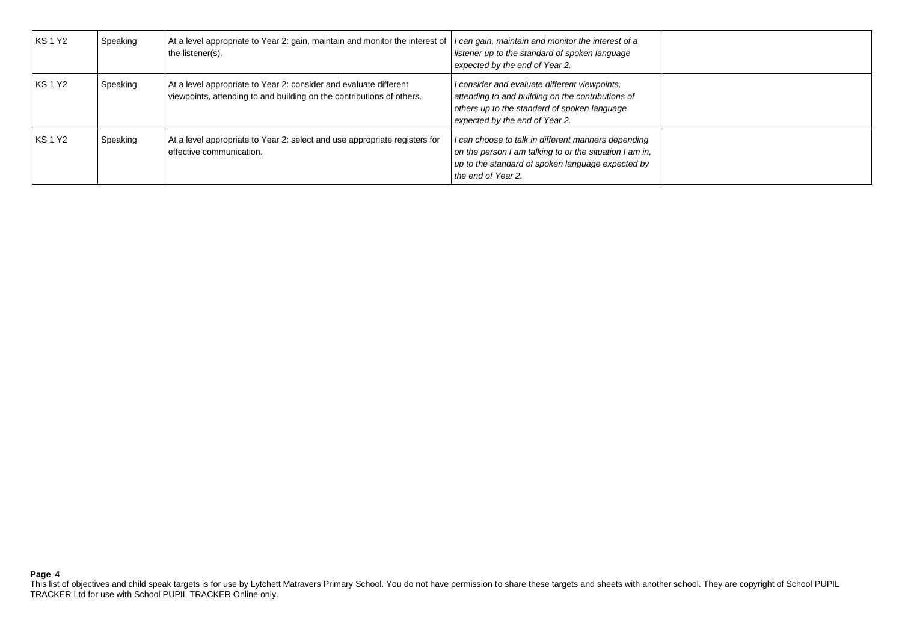| KS 1 Y2 | Speaking | At a level appropriate to Year 2: gain, maintain and monitor the interest of the listener(s). | *I can gain, maintain and monitor the interest of a listener up to the standard of spoken language expected by the end of Year 2.* | |
|---|---|---|---|---|
| KS 1 Y2 | Speaking | At a level appropriate to Year 2: consider and evaluate different viewpoints, attending to and building on the contributions of others. | *I consider and evaluate different viewpoints, attending to and building on the contributions of others up to the standard of spoken language expected by the end of Year 2.* | |
| KS 1 Y2 | Speaking | At a level appropriate to Year 2: select and use appropriate registers for effective communication. | *I can choose to talk in different manners depending on the person I am talking to or the situation I am in, up to the standard of spoken language expected by the end of Year 2.* | |

This list of objectives and child speak targets is for use by Lytchett Matravers Primary School. You do not have permission to share these targets and sheets with another school. They are copyright of School PUPIL TRACKER Ltd for use with School PUPIL TRACKER Online only.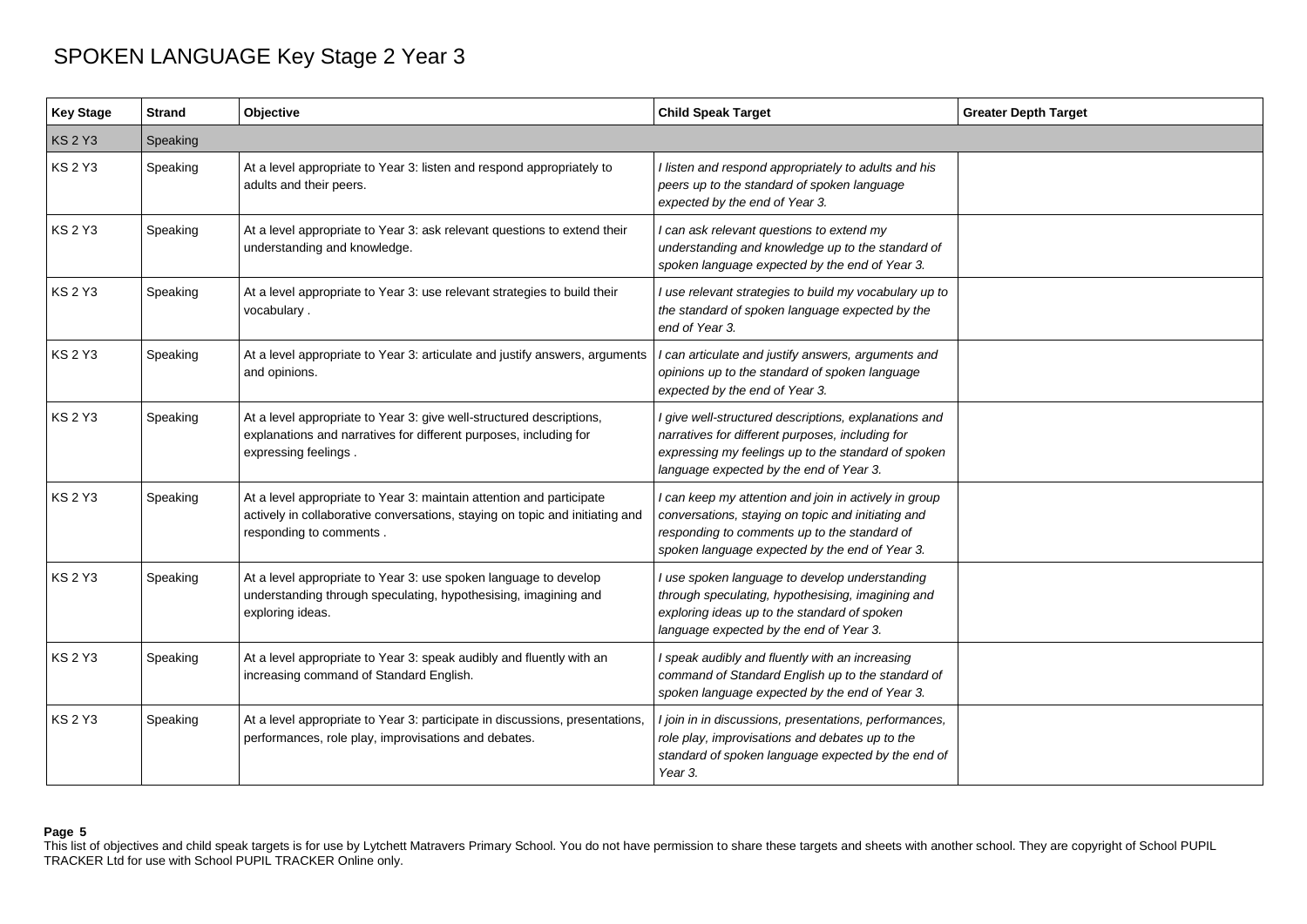# SPOKEN LANGUAGE Key Stage 2 Year 3

| Key Stage | Strand | Objective | Child Speak Target | Greater Depth Target |
| --- | --- | --- | --- | --- |
| KS 2 Y3 | Speaking | | | |
| KS 2 Y3 | Speaking | At a level appropriate to Year 3: listen and respond appropriately to adults and their peers. | *I listen and respond appropriately to adults and his peers up to the standard of spoken language expected by the end of Year 3.* | |
| KS 2 Y3 | Speaking | At a level appropriate to Year 3: ask relevant questions to extend their understanding and knowledge. | *I can ask relevant questions to extend my understanding and knowledge up to the standard of spoken language expected by the end of Year 3.* | |
| KS 2 Y3 | Speaking | At a level appropriate to Year 3: use relevant strategies to build their vocabulary . | *I use relevant strategies to build my vocabulary up to the standard of spoken language expected by the end of Year 3.* | |
| KS 2 Y3 | Speaking | At a level appropriate to Year 3: articulate and justify answers, arguments and opinions. | *I can articulate and justify answers, arguments and opinions up to the standard of spoken language expected by the end of Year 3.* | |
| KS 2 Y3 | Speaking | At a level appropriate to Year 3: give well-structured descriptions, explanations and narratives for different purposes, including for expressing feelings . | *I give well-structured descriptions, explanations and narratives for different purposes, including for expressing my feelings up to the standard of spoken language expected by the end of Year 3.* | |
| KS 2 Y3 | Speaking | At a level appropriate to Year 3: maintain attention and participate actively in collaborative conversations, staying on topic and initiating and responding to comments . | *I can keep my attention and join in actively in group conversations, staying on topic and initiating and responding to comments up to the standard of spoken language expected by the end of Year 3.* | |
| KS 2 Y3 | Speaking | At a level appropriate to Year 3: use spoken language to develop understanding through speculating, hypothesising, imagining and exploring ideas. | *I use spoken language to develop understanding through speculating, hypothesising, imagining and exploring ideas up to the standard of spoken language expected by the end of Year 3.* | |
| KS 2 Y3 | Speaking | At a level appropriate to Year 3: speak audibly and fluently with an increasing command of Standard English. | *I speak audibly and fluently with an increasing command of Standard English up to the standard of spoken language expected by the end of Year 3.* | |
| KS 2 Y3 | Speaking | At a level appropriate to Year 3: participate in discussions, presentations, performances, role play, improvisations and debates. | *I join in in discussions, presentations, performances, role play, improvisations and debates up to the standard of spoken language expected by the end of Year 3.* | |

This list of objectives and child speak targets is for use by Lytchett Matravers Primary School. You do not have permission to share these targets and sheets with another school. They are copyright of School PUPIL TRACKER Ltd for use with School PUPIL TRACKER Online only.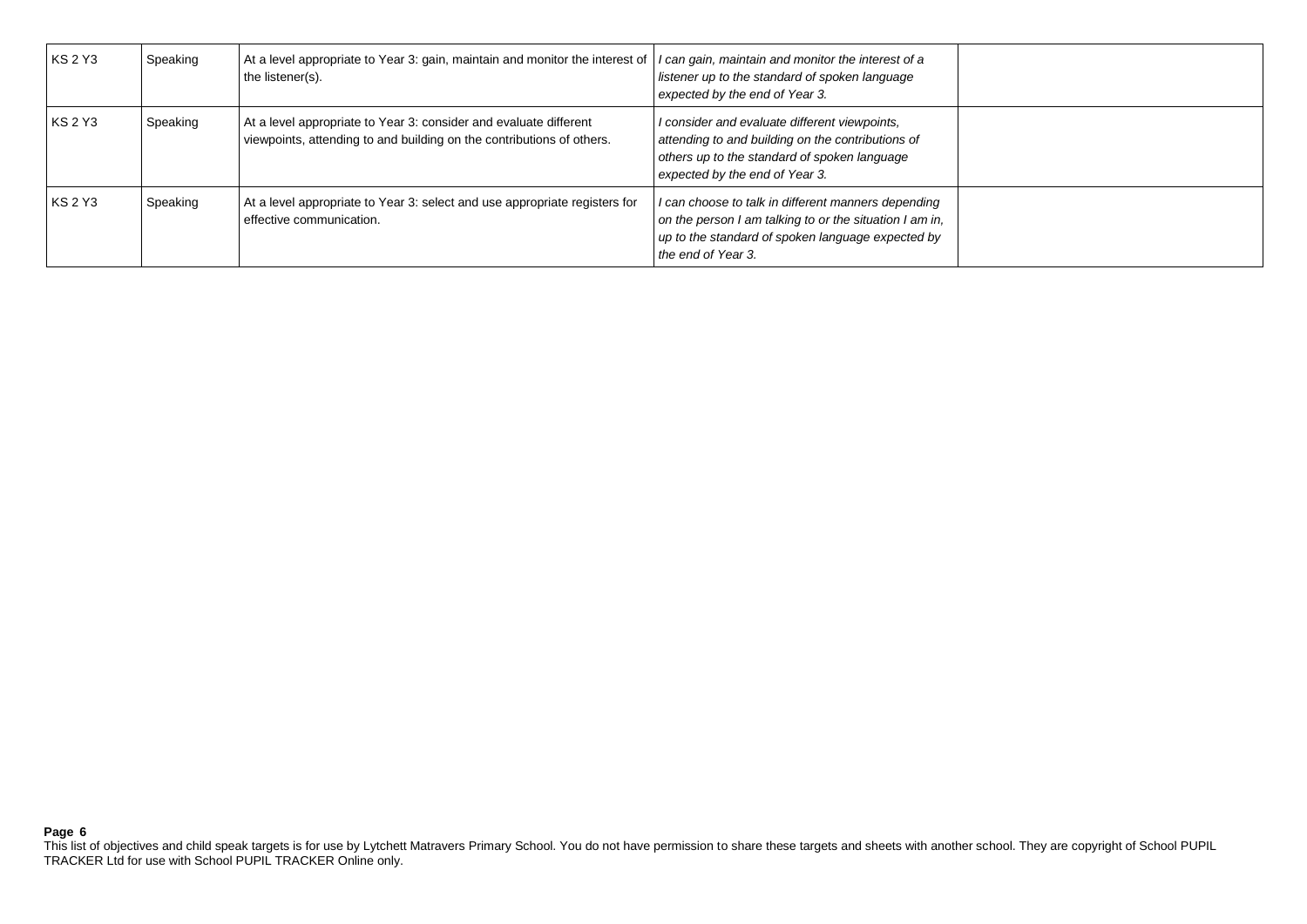| KS 2 Y3 | Speaking | At a level appropriate to Year 3: gain, maintain and monitor the interest of the listener(s). | *I can gain, maintain and monitor the interest of a listener up to the standard of spoken language expected by the end of Year 3.* | |
|---|---|---|---|---|
| KS 2 Y3 | Speaking | At a level appropriate to Year 3: consider and evaluate different viewpoints, attending to and building on the contributions of others. | *I consider and evaluate different viewpoints, attending to and building on the contributions of others up to the standard of spoken language expected by the end of Year 3.* | |
| KS 2 Y3 | Speaking | At a level appropriate to Year 3: select and use appropriate registers for effective communication. | *I can choose to talk in different manners depending on the person I am talking to or the situation I am in, up to the standard of spoken language expected by the end of Year 3.* | |

This list of objectives and child speak targets is for use by Lytchett Matravers Primary School. You do not have permission to share these targets and sheets with another school. They are copyright of School PUPIL TRACKER Ltd for use with School PUPIL TRACKER Online only.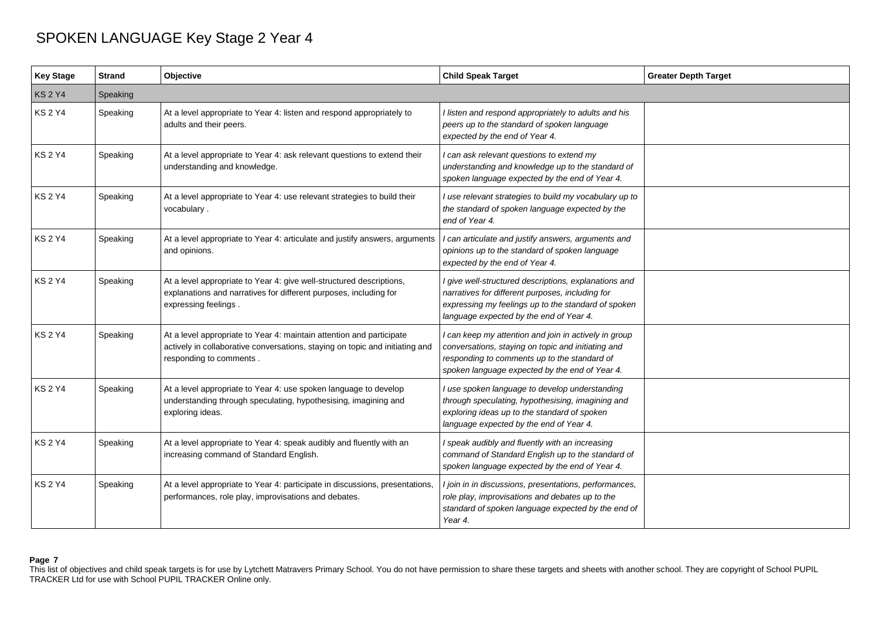# SPOKEN LANGUAGE Key Stage 2 Year 4

| Key Stage | Strand | Objective | Child Speak Target | Greater Depth Target |
|---|---|---|---|---|
| KS 2 Y4 | Speaking | | | |
| KS 2 Y4 | Speaking | At a level appropriate to Year 4: listen and respond appropriately to adults and their peers. | *I listen and respond appropriately to adults and his peers up to the standard of spoken language expected by the end of Year 4.* | |
| KS 2 Y4 | Speaking | At a level appropriate to Year 4: ask relevant questions to extend their understanding and knowledge. | *I can ask relevant questions to extend my understanding and knowledge up to the standard of spoken language expected by the end of Year 4.* | |
| KS 2 Y4 | Speaking | At a level appropriate to Year 4: use relevant strategies to build their vocabulary . | *I use relevant strategies to build my vocabulary up to the standard of spoken language expected by the end of Year 4.* | |
| KS 2 Y4 | Speaking | At a level appropriate to Year 4: articulate and justify answers, arguments and opinions. | *I can articulate and justify answers, arguments and opinions up to the standard of spoken language expected by the end of Year 4.* | |
| KS 2 Y4 | Speaking | At a level appropriate to Year 4: give well-structured descriptions, explanations and narratives for different purposes, including for expressing feelings . | *I give well-structured descriptions, explanations and narratives for different purposes, including for expressing my feelings up to the standard of spoken language expected by the end of Year 4.* | |
| KS 2 Y4 | Speaking | At a level appropriate to Year 4: maintain attention and participate actively in collaborative conversations, staying on topic and initiating and responding to comments . | *I can keep my attention and join in actively in group conversations, staying on topic and initiating and responding to comments up to the standard of spoken language expected by the end of Year 4.* | |
| KS 2 Y4 | Speaking | At a level appropriate to Year 4: use spoken language to develop understanding through speculating, hypothesising, imagining and exploring ideas. | *I use spoken language to develop understanding through speculating, hypothesising, imagining and exploring ideas up to the standard of spoken language expected by the end of Year 4.* | |
| KS 2 Y4 | Speaking | At a level appropriate to Year 4: speak audibly and fluently with an increasing command of Standard English. | *I speak audibly and fluently with an increasing command of Standard English up to the standard of spoken language expected by the end of Year 4.* | |
| KS 2 Y4 | Speaking | At a level appropriate to Year 4: participate in discussions, presentations, performances, role play, improvisations and debates. | *I join in in discussions, presentations, performances, role play, improvisations and debates up to the standard of spoken language expected by the end of Year 4.* | |

This list of objectives and child speak targets is for use by Lytchett Matravers Primary School. You do not have permission to share these targets and sheets with another school. They are copyright of School PUPIL TRACKER Ltd for use with School PUPIL TRACKER Online only.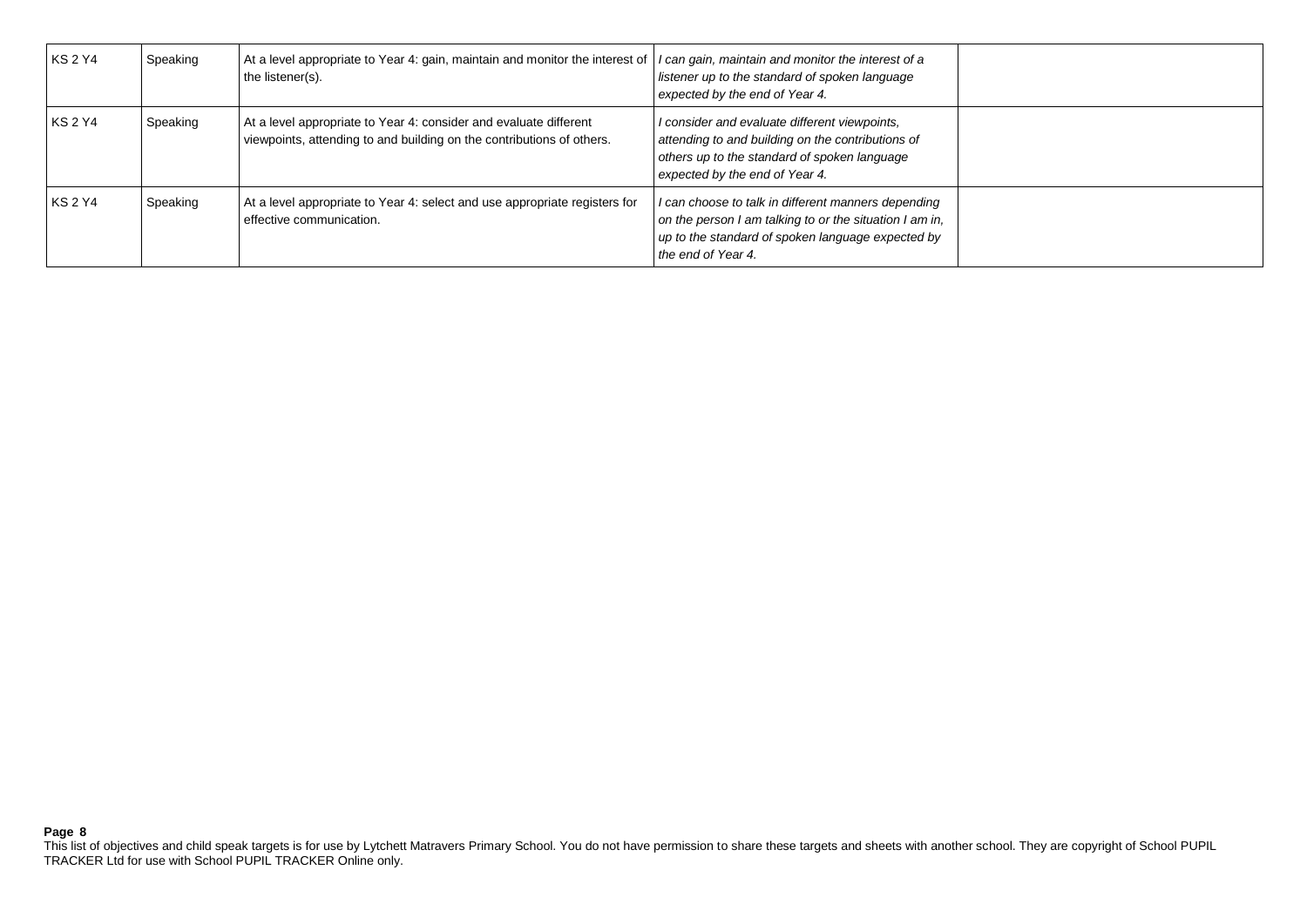| KS 2 Y4 | Speaking | At a level appropriate to Year 4: gain, maintain and monitor the interest of the listener(s). | *I can gain, maintain and monitor the interest of a listener up to the standard of spoken language expected by the end of Year 4.* | |
|---|---|---|---|---|
| KS 2 Y4 | Speaking | At a level appropriate to Year 4: consider and evaluate different viewpoints, attending to and building on the contributions of others. | *I consider and evaluate different viewpoints, attending to and building on the contributions of others up to the standard of spoken language expected by the end of Year 4.* | |
| KS 2 Y4 | Speaking | At a level appropriate to Year 4: select and use appropriate registers for effective communication. | *I can choose to talk in different manners depending on the person I am talking to or the situation I am in, up to the standard of spoken language expected by the end of Year 4.* | |

This list of objectives and child speak targets is for use by Lytchett Matravers Primary School. You do not have permission to share these targets and sheets with another school. They are copyright of School PUPIL TRACKER Ltd for use with School PUPIL TRACKER Online only.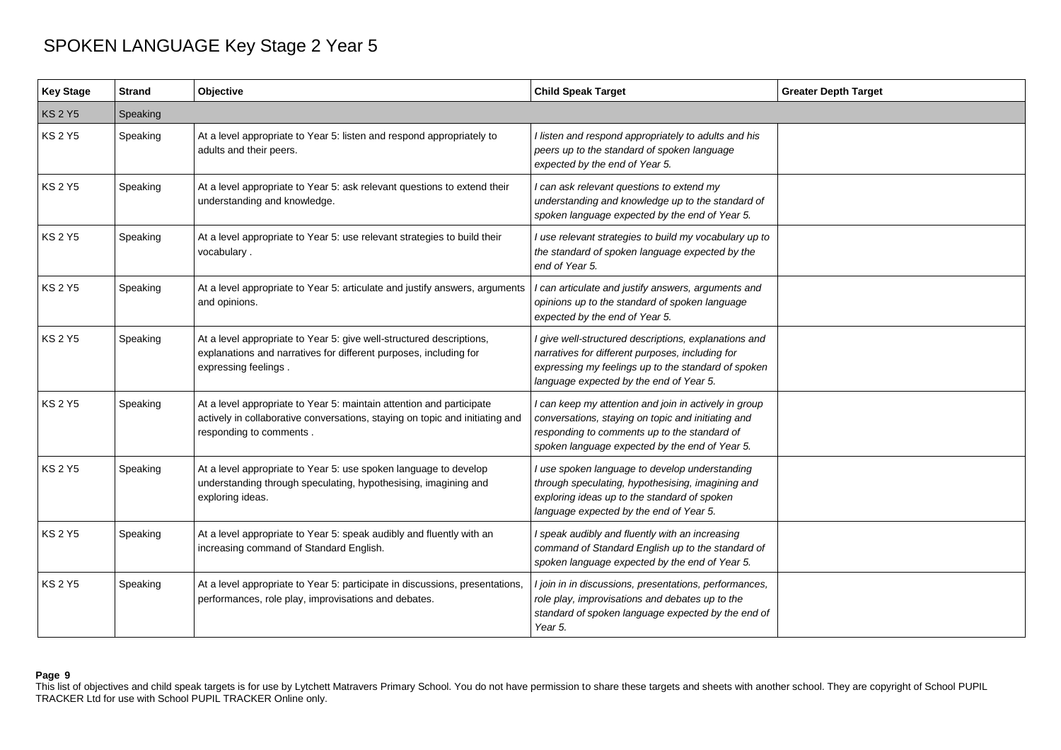# SPOKEN LANGUAGE Key Stage 2 Year 5

| Key Stage | Strand | Objective | Child Speak Target | Greater Depth Target |
|---|---|---|---|---|
| KS 2 Y5 | Speaking | | | |
| KS 2 Y5 | Speaking | At a level appropriate to Year 5: listen and respond appropriately to adults and their peers. | *I listen and respond appropriately to adults and his peers up to the standard of spoken language expected by the end of Year 5.* | |
| KS 2 Y5 | Speaking | At a level appropriate to Year 5: ask relevant questions to extend their understanding and knowledge. | *I can ask relevant questions to extend my understanding and knowledge up to the standard of spoken language expected by the end of Year 5.* | |
| KS 2 Y5 | Speaking | At a level appropriate to Year 5: use relevant strategies to build their vocabulary . | *I use relevant strategies to build my vocabulary up to the standard of spoken language expected by the end of Year 5.* | |
| KS 2 Y5 | Speaking | At a level appropriate to Year 5: articulate and justify answers, arguments and opinions. | *I can articulate and justify answers, arguments and opinions up to the standard of spoken language expected by the end of Year 5.* | |
| KS 2 Y5 | Speaking | At a level appropriate to Year 5: give well-structured descriptions, explanations and narratives for different purposes, including for expressing feelings . | *I give well-structured descriptions, explanations and narratives for different purposes, including for expressing my feelings up to the standard of spoken language expected by the end of Year 5.* | |
| KS 2 Y5 | Speaking | At a level appropriate to Year 5: maintain attention and participate actively in collaborative conversations, staying on topic and initiating and responding to comments . | *I can keep my attention and join in actively in group conversations, staying on topic and initiating and responding to comments up to the standard of spoken language expected by the end of Year 5.* | |
| KS 2 Y5 | Speaking | At a level appropriate to Year 5: use spoken language to develop understanding through speculating, hypothesising, imagining and exploring ideas. | *I use spoken language to develop understanding through speculating, hypothesising, imagining and exploring ideas up to the standard of spoken language expected by the end of Year 5.* | |
| KS 2 Y5 | Speaking | At a level appropriate to Year 5: speak audibly and fluently with an increasing command of Standard English. | *I speak audibly and fluently with an increasing command of Standard English up to the standard of spoken language expected by the end of Year 5.* | |
| KS 2 Y5 | Speaking | At a level appropriate to Year 5: participate in discussions, presentations, performances, role play, improvisations and debates. | *I join in in discussions, presentations, performances, role play, improvisations and debates up to the standard of spoken language expected by the end of Year 5.* | |

This list of objectives and child speak targets is for use by Lytchett Matravers Primary School. You do not have permission to share these targets and sheets with another school. They are copyright of School PUPIL TRACKER Ltd for use with School PUPIL TRACKER Online only.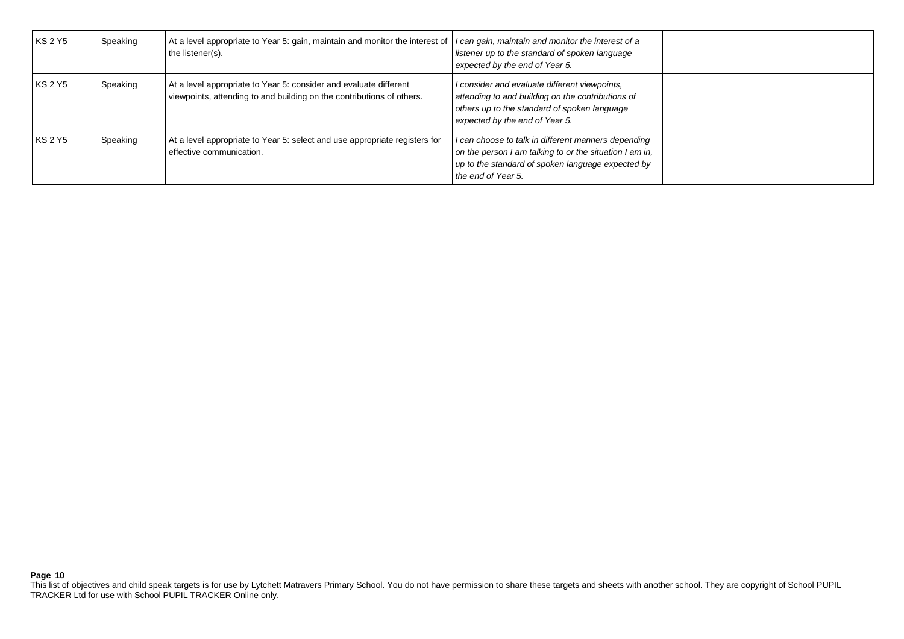| KS 2 Y5 | Speaking | At a level appropriate to Year 5: gain, maintain and monitor the interest of the listener(s). | *I can gain, maintain and monitor the interest of a listener up to the standard of spoken language expected by the end of Year 5.* | |
|---|---|---|---|---|
| KS 2 Y5 | Speaking | At a level appropriate to Year 5: consider and evaluate different viewpoints, attending to and building on the contributions of others. | *I consider and evaluate different viewpoints, attending to and building on the contributions of others up to the standard of spoken language expected by the end of Year 5.* | |
| KS 2 Y5 | Speaking | At a level appropriate to Year 5: select and use appropriate registers for effective communication. | *I can choose to talk in different manners depending on the person I am talking to or the situation I am in, up to the standard of spoken language expected by the end of Year 5.* | |

This list of objectives and child speak targets is for use by Lytchett Matravers Primary School. You do not have permission to share these targets and sheets with another school. They are copyright of School PUPIL TRACKER Ltd for use with School PUPIL TRACKER Online only.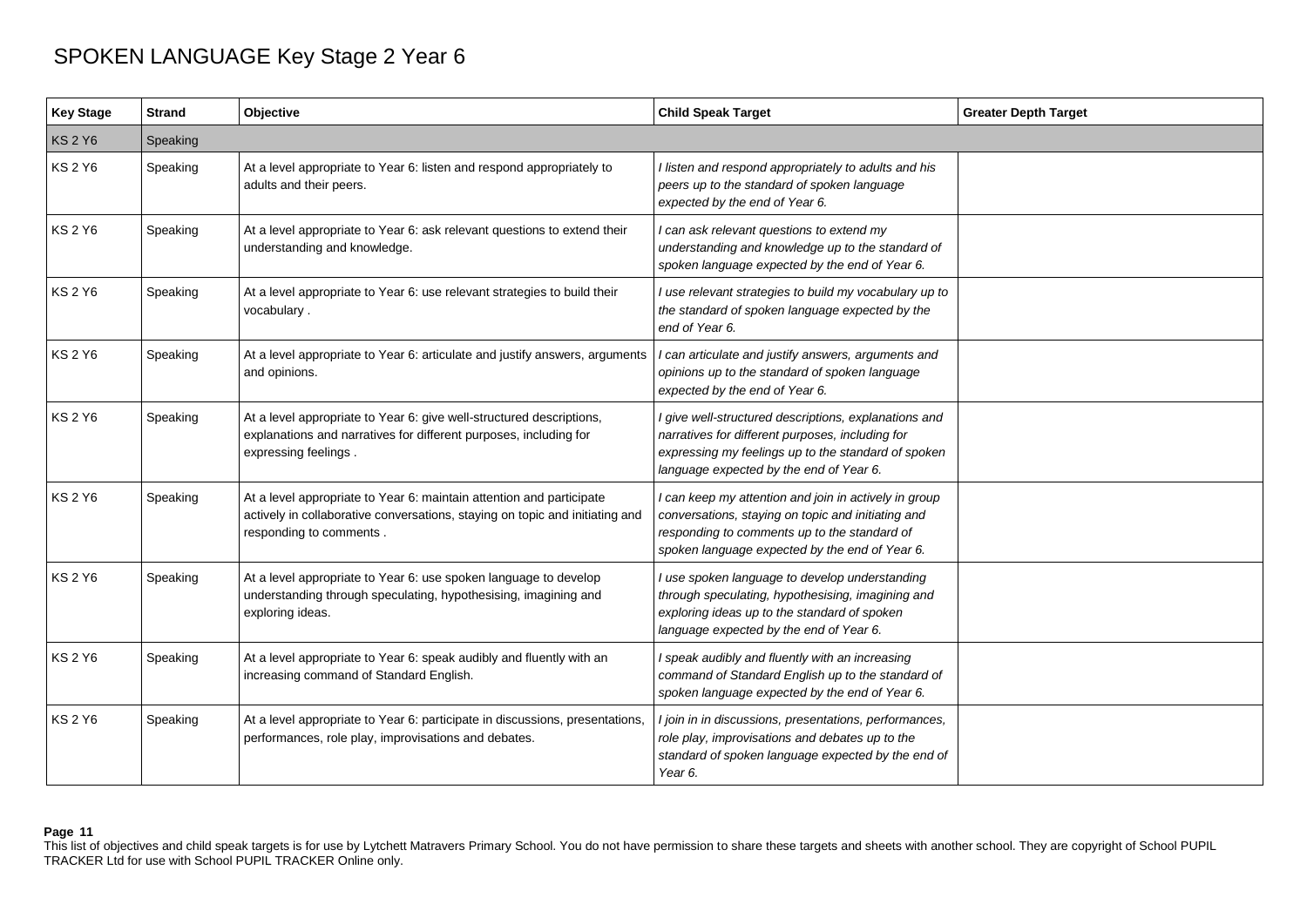# SPOKEN LANGUAGE Key Stage 2 Year 6

| Key Stage | Strand | Objective | Child Speak Target | Greater Depth Target |
|---|---|---|---|---|
| KS 2 Y6 | Speaking | | | |
| KS 2 Y6 | Speaking | At a level appropriate to Year 6: listen and respond appropriately to adults and their peers. | *I listen and respond appropriately to adults and his peers up to the standard of spoken language expected by the end of Year 6.* | |
| KS 2 Y6 | Speaking | At a level appropriate to Year 6: ask relevant questions to extend their understanding and knowledge. | *I can ask relevant questions to extend my understanding and knowledge up to the standard of spoken language expected by the end of Year 6.* | |
| KS 2 Y6 | Speaking | At a level appropriate to Year 6: use relevant strategies to build their vocabulary . | *I use relevant strategies to build my vocabulary up to the standard of spoken language expected by the end of Year 6.* | |
| KS 2 Y6 | Speaking | At a level appropriate to Year 6: articulate and justify answers, arguments and opinions. | *I can articulate and justify answers, arguments and opinions up to the standard of spoken language expected by the end of Year 6.* | |
| KS 2 Y6 | Speaking | At a level appropriate to Year 6: give well-structured descriptions, explanations and narratives for different purposes, including for expressing feelings . | *I give well-structured descriptions, explanations and narratives for different purposes, including for expressing my feelings up to the standard of spoken language expected by the end of Year 6.* | |
| KS 2 Y6 | Speaking | At a level appropriate to Year 6: maintain attention and participate actively in collaborative conversations, staying on topic and initiating and responding to comments . | *I can keep my attention and join in actively in group conversations, staying on topic and initiating and responding to comments up to the standard of spoken language expected by the end of Year 6.* | |
| KS 2 Y6 | Speaking | At a level appropriate to Year 6: use spoken language to develop understanding through speculating, hypothesising, imagining and exploring ideas. | *I use spoken language to develop understanding through speculating, hypothesising, imagining and exploring ideas up to the standard of spoken language expected by the end of Year 6.* | |
| KS 2 Y6 | Speaking | At a level appropriate to Year 6: speak audibly and fluently with an increasing command of Standard English. | *I speak audibly and fluently with an increasing command of Standard English up to the standard of spoken language expected by the end of Year 6.* | |
| KS 2 Y6 | Speaking | At a level appropriate to Year 6: participate in discussions, presentations, performances, role play, improvisations and debates. | *I join in in discussions, presentations, performances, role play, improvisations and debates up to the standard of spoken language expected by the end of Year 6.* | |

This list of objectives and child speak targets is for use by Lytchett Matravers Primary School. You do not have permission to share these targets and sheets with another school. They are copyright of School PUPIL TRACKER Ltd for use with School PUPIL TRACKER Online only.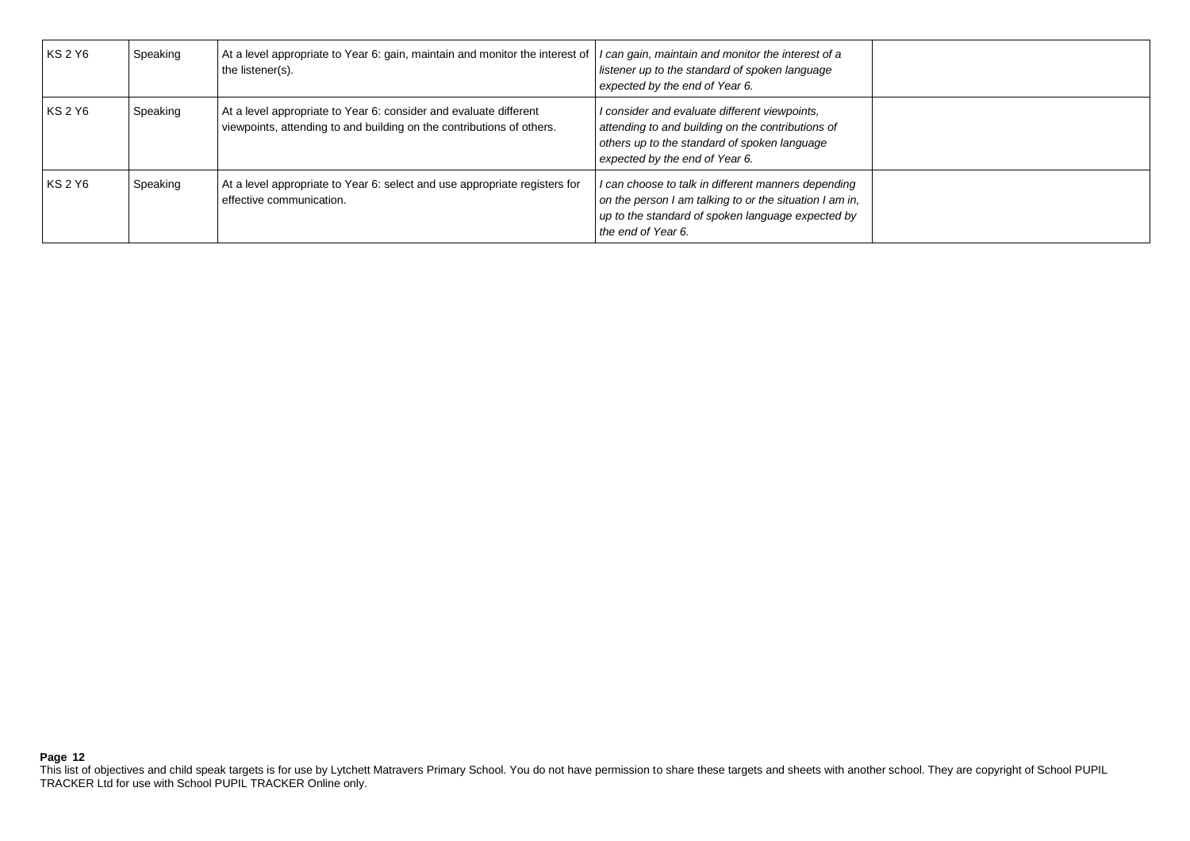| KS 2 Y6 | Speaking | At a level appropriate to Year 6: gain, maintain and monitor the interest of the listener(s). | *I can gain, maintain and monitor the interest of a listener up to the standard of spoken language expected by the end of Year 6.* | |
|---|---|---|---|---|
| KS 2 Y6 | Speaking | At a level appropriate to Year 6: consider and evaluate different viewpoints, attending to and building on the contributions of others. | *I consider and evaluate different viewpoints, attending to and building on the contributions of others up to the standard of spoken language expected by the end of Year 6.* | |
| KS 2 Y6 | Speaking | At a level appropriate to Year 6: select and use appropriate registers for effective communication. | *I can choose to talk in different manners depending on the person I am talking to or the situation I am in, up to the standard of spoken language expected by the end of Year 6.* | |

This list of objectives and child speak targets is for use by Lytchett Matravers Primary School. You do not have permission to share these targets and sheets with another school. They are copyright of School PUPIL TRACKER Ltd for use with School PUPIL TRACKER Online only.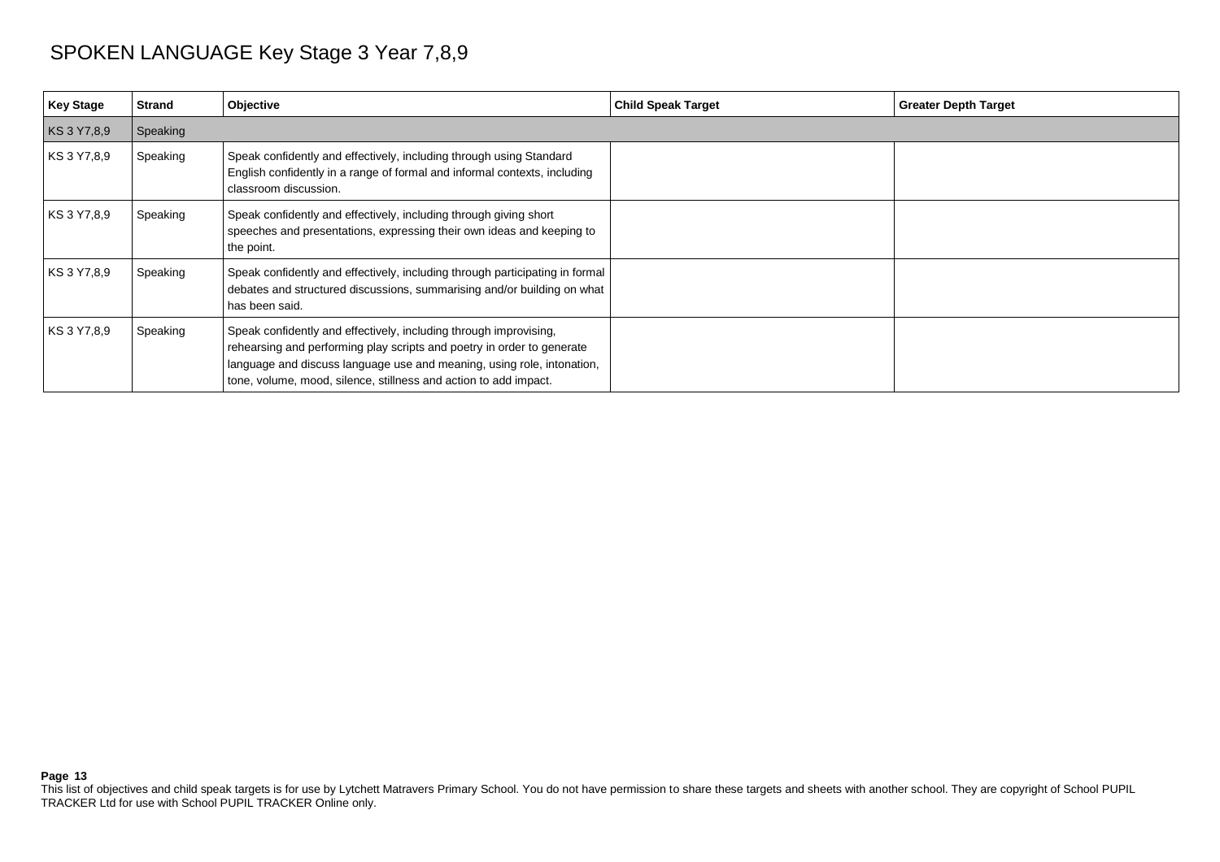# SPOKEN LANGUAGE Key Stage 3 Year 7,8,9

| Key Stage | Strand | Objective | Child Speak Target | Greater Depth Target |
|---|---|---|---|---|
| KS 3 Y7,8,9 | Speaking | | | |
| KS 3 Y7,8,9 | Speaking | Speak confidently and effectively, including through using Standard English confidently in a range of formal and informal contexts, including classroom discussion. | | |
| KS 3 Y7,8,9 | Speaking | Speak confidently and effectively, including through giving short speeches and presentations, expressing their own ideas and keeping to the point. | | |
| KS 3 Y7,8,9 | Speaking | Speak confidently and effectively, including through participating in formal debates and structured discussions, summarising and/or building on what has been said. | | |
| KS 3 Y7,8,9 | Speaking | Speak confidently and effectively, including through improvising, rehearsing and performing play scripts and poetry in order to generate language and discuss language use and meaning, using role, intonation, tone, volume, mood, silence, stillness and action to add impact. | | |

This list of objectives and child speak targets is for use by Lytchett Matravers Primary School. You do not have permission to share these targets and sheets with another school. They are copyright of School PUPIL TRACKER Ltd for use with School PUPIL TRACKER Online only.